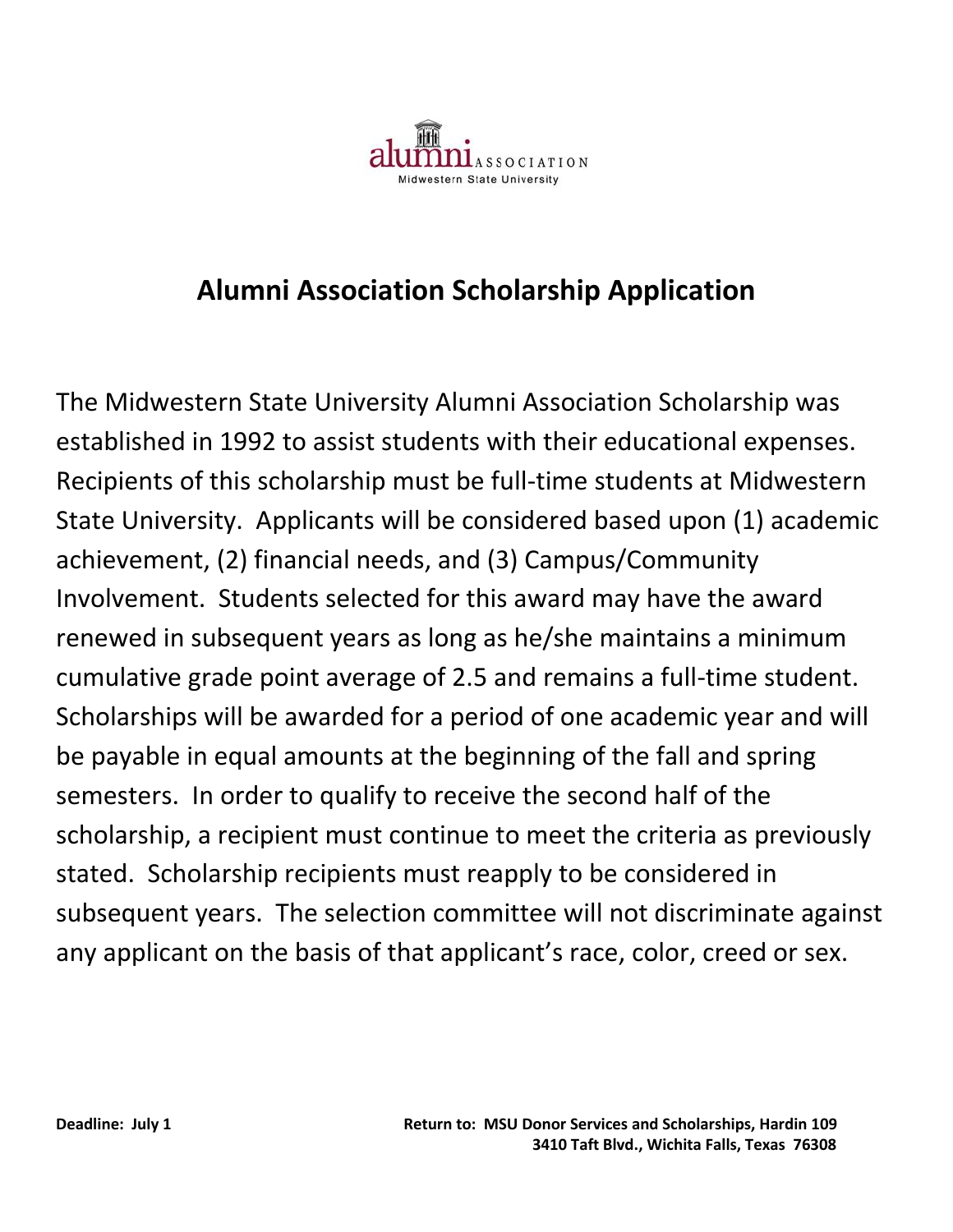alumni ASSOCIATION
Midwestern State University

# Alumni Association Scholarship Application

The Midwestern State University Alumni Association Scholarship was established in 1992 to assist students with their educational expenses. Recipients of this scholarship must be full-time students at Midwestern State University. Applicants will be considered based upon (1) academic achievement, (2) financial needs, and (3) Campus/Community Involvement. Students selected for this award may have the award renewed in subsequent years as long as he/she maintains a minimum cumulative grade point average of 2.5 and remains a full-time student. Scholarships will be awarded for a period of one academic year and will be payable in equal amounts at the beginning of the fall and spring semesters. In order to qualify to receive the second half of the scholarship, a recipient must continue to meet the criteria as previously stated. Scholarship recipients must reapply to be considered in subsequent years. The selection committee will not discriminate against any applicant on the basis of that applicant's race, color, creed or sex.

**Deadline: July 1**

**Return to: MSU Donor Services and Scholarships, Hardin 109**
**3410 Taft Blvd., Wichita Falls, Texas 76308**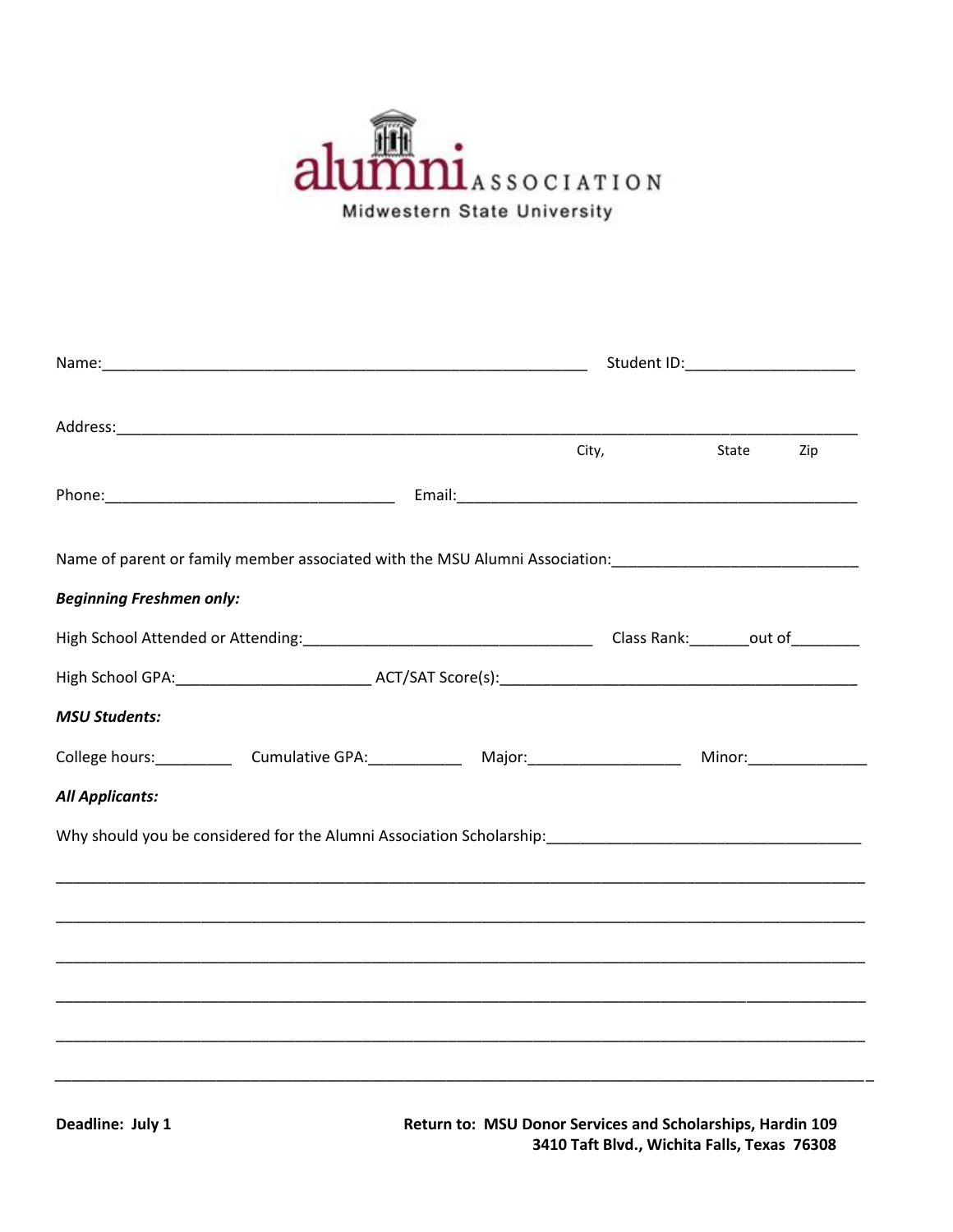alumni ASSOCIATION
Midwestern State University

Name:\_\_\_\_\_\_\_\_\_\_\_\_\_\_\_\_\_\_\_\_\_\_\_\_\_\_\_\_\_\_\_\_\_\_\_\_\_\_\_\_\_\_\_\_\_\_\_\_\_\_\_\_\_\_\_ Student ID:\_\_\_\_\_\_\_\_\_\_\_\_\_\_\_\_\_\_\_\_

Address:\_\_\_\_\_\_\_\_\_\_\_\_\_\_\_\_\_\_\_\_\_\_\_\_\_\_\_\_\_\_\_\_\_\_\_\_\_\_\_\_\_\_\_\_\_\_\_\_\_\_\_\_\_\_\_\_\_\_\_\_\_\_\_\_\_\_\_\_\_\_\_\_\_\_\_\_\_\_\_\_\_\_\_\_\_\_\_\_

City, State Zip

Phone:\_\_\_\_\_\_\_\_\_\_\_\_\_\_\_\_\_\_\_\_\_\_\_\_\_\_\_\_\_\_\_\_\_\_ Email:\_\_\_\_\_\_\_\_\_\_\_\_\_\_\_\_\_\_\_\_\_\_\_\_\_\_\_\_\_\_\_\_\_\_\_\_\_\_\_\_\_\_\_\_\_\_\_\_

Name of parent or family member associated with the MSU Alumni Association:\_\_\_\_\_\_\_\_\_\_\_\_\_\_\_\_\_\_\_\_\_\_\_\_\_\_\_\_\_\_

***Beginning Freshmen only:***

High School Attended or Attending:\_\_\_\_\_\_\_\_\_\_\_\_\_\_\_\_\_\_\_\_\_\_\_\_\_\_\_\_\_\_\_\_\_\_ Class Rank:\_\_\_\_\_\_\_out of\_\_\_\_\_\_\_\_

High School GPA:\_\_\_\_\_\_\_\_\_\_\_\_\_\_\_\_\_\_\_\_\_\_\_ ACT/SAT Score(s):\_\_\_\_\_\_\_\_\_\_\_\_\_\_\_\_\_\_\_\_\_\_\_\_\_\_\_\_\_\_\_\_\_\_\_\_\_\_\_\_\_\_\_\_

***MSU Students:***

College hours:\_\_\_\_\_\_\_\_\_\_ Cumulative GPA:\_\_\_\_\_\_\_\_\_\_\_ Major:\_\_\_\_\_\_\_\_\_\_\_\_\_\_\_\_\_\_\_ Minor:\_\_\_\_\_\_\_\_\_\_\_\_\_\_

***All Applicants:***

Why should you be considered for the Alumni Association Scholarship:\_\_\_\_\_\_\_\_\_\_\_\_\_\_\_\_\_\_\_\_\_\_\_\_\_\_\_\_\_\_\_\_\_\_\_\_\_

\_\_\_\_\_\_\_\_\_\_\_\_\_\_\_\_\_\_\_\_\_\_\_\_\_\_\_\_\_\_\_\_\_\_\_\_\_\_\_\_\_\_\_\_\_\_\_\_\_\_\_\_\_\_\_\_\_\_\_\_\_\_\_\_\_\_\_\_\_\_\_\_\_\_\_\_\_\_\_\_\_\_\_\_\_\_\_\_\_\_\_\_\_\_\_\_\_\_

\_\_\_\_\_\_\_\_\_\_\_\_\_\_\_\_\_\_\_\_\_\_\_\_\_\_\_\_\_\_\_\_\_\_\_\_\_\_\_\_\_\_\_\_\_\_\_\_\_\_\_\_\_\_\_\_\_\_\_\_\_\_\_\_\_\_\_\_\_\_\_\_\_\_\_\_\_\_\_\_\_\_\_\_\_\_\_\_\_\_\_\_\_\_\_\_\_\_

\_\_\_\_\_\_\_\_\_\_\_\_\_\_\_\_\_\_\_\_\_\_\_\_\_\_\_\_\_\_\_\_\_\_\_\_\_\_\_\_\_\_\_\_\_\_\_\_\_\_\_\_\_\_\_\_\_\_\_\_\_\_\_\_\_\_\_\_\_\_\_\_\_\_\_\_\_\_\_\_\_\_\_\_\_\_\_\_\_\_\_\_\_\_\_\_\_\_

\_\_\_\_\_\_\_\_\_\_\_\_\_\_\_\_\_\_\_\_\_\_\_\_\_\_\_\_\_\_\_\_\_\_\_\_\_\_\_\_\_\_\_\_\_\_\_\_\_\_\_\_\_\_\_\_\_\_\_\_\_\_\_\_\_\_\_\_\_\_\_\_\_\_\_\_\_\_\_\_\_\_\_\_\_\_\_\_\_\_\_\_\_\_\_\_\_\_

\_\_\_\_\_\_\_\_\_\_\_\_\_\_\_\_\_\_\_\_\_\_\_\_\_\_\_\_\_\_\_\_\_\_\_\_\_\_\_\_\_\_\_\_\_\_\_\_\_\_\_\_\_\_\_\_\_\_\_\_\_\_\_\_\_\_\_\_\_\_\_\_\_\_\_\_\_\_\_\_\_\_\_\_\_\_\_\_\_\_\_\_\_\_\_\_\_\_

\_\_\_\_\_\_\_\_\_\_\_\_\_\_\_\_\_\_\_\_\_\_\_\_\_\_\_\_\_\_\_\_\_\_\_\_\_\_\_\_\_\_\_\_\_\_\_\_\_\_\_\_\_\_\_\_\_\_\_\_\_\_\_\_\_\_\_\_\_\_\_\_\_\_\_\_\_\_\_\_\_\_\_\_\_\_\_\_\_\_\_\_\_\_\_\_\_\_

**Deadline: July 1**

**Return to: MSU Donor Services and Scholarships, Hardin 109**
**3410 Taft Blvd., Wichita Falls, Texas 76308**